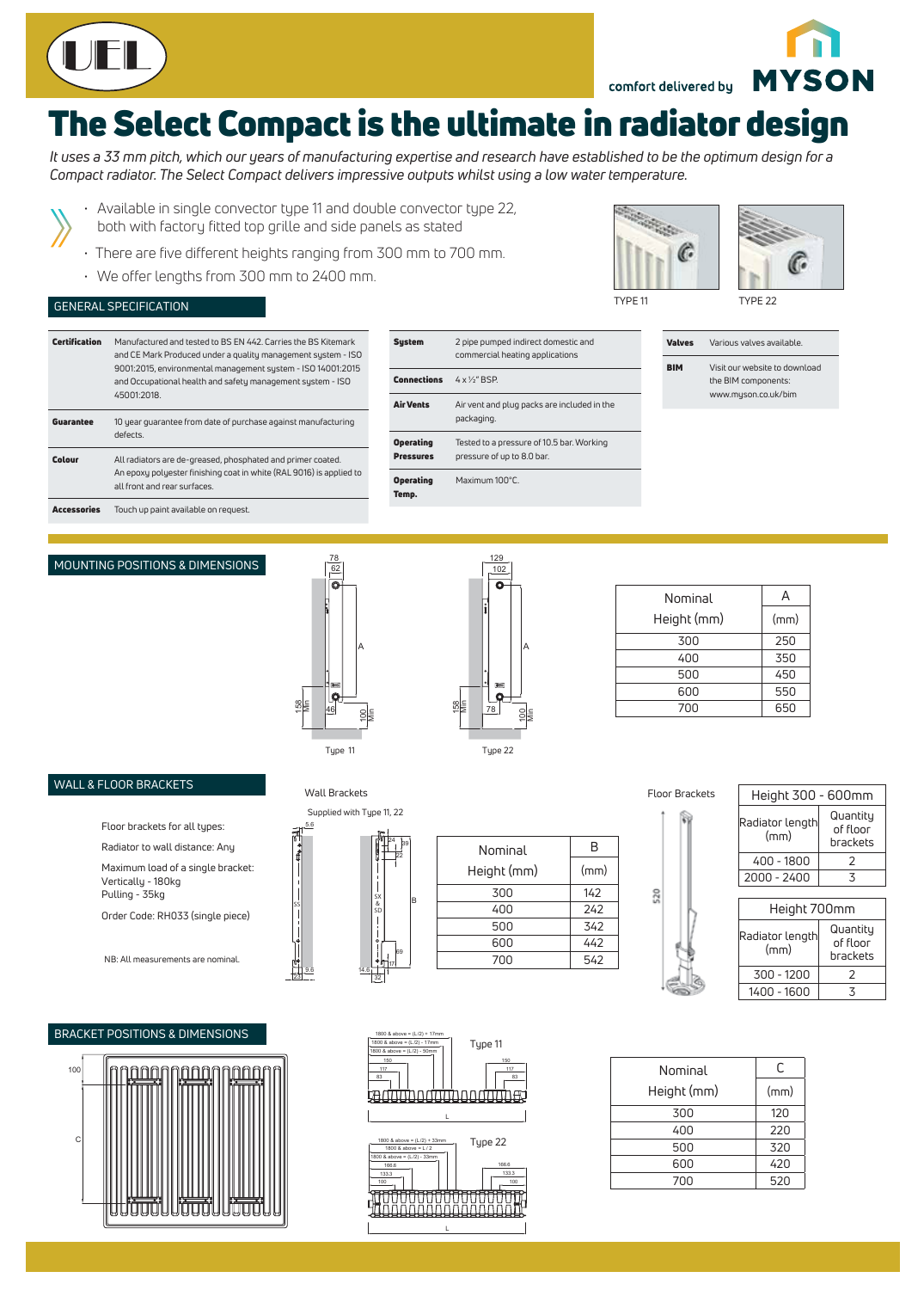UEL

comfort delivered by **MYSON**

# The Select Compact is the ultimate in radiator design

*It uses a 33 mm pitch, which our years of manufacturing expertise and research have established to be the optimum design for a Compact radiator. The Select Compact delivers impressive outputs whilst using a low water temperature.*

- Available in single convector type 11 and double convector type 22, both with factory fitted top grille and side panels as stated
- There are five different heights ranging from 300 mm to 700 mm.
- We offer lengths from 300 mm to 2400 mm.

TYPE 11 TYPE 22

## GENERAL SPECIFICATION

| | |
|---|---|
| **Certification** | Manufactured and tested to BS EN 442. Carries the BS Kitemark and CE Mark Produced under a quality management system - ISO 9001:2015, environmental management system - ISO 14001:2015 and Occupational health and safety management system - ISO 45001:2018. |
| **Guarantee** | 10 year guarantee from date of purchase against manufacturing defects. |
| **Colour** | All radiators are de-greased, phosphated and primer coated. An epoxy polyester finishing coat in white (RAL 9016) is applied to all front and rear surfaces. |
| **Accessories** | Touch up paint available on request. |

| | |
|---|---|
| **System** | 2 pipe pumped indirect domestic and commercial heating applications |
| **Connections** | 4 x ½" BSP. |
| **Air Vents** | Air vent and plug packs are included in the packaging. |
| **Operating Pressures** | Tested to a pressure of 10.5 bar. Working pressure of up to 8.0 bar. |
| **Operating Temp.** | Maximum 100°C. |

| | |
|---|---|
| **Valves** | Various valves available. |
| **BIM** | Visit our website to download the BIM components: www.myson.co.uk/bim |

## MOUNTING POSITIONS & DIMENSIONS

Type 11: 78, 62, A, 46, 158 Min, 100 Min

Type 22: 129, 102, A, 78, 158 Min, 100 Min

| Nominal Height (mm) | A (mm) |
|---|---|
| 300 | 250 |
| 400 | 350 |
| 500 | 450 |
| 600 | 550 |
| 700 | 650 |

## WALL & FLOOR BRACKETS

Floor brackets for all types:

Radiator to wall distance: Any

Maximum load of a single bracket:
Vertically - 180kg
Pulling - 35kg

Order Code: RH033 (single piece)

NB: All measurements are nominal.

Wall Brackets

Supplied with Type 11, 22

| Nominal Height (mm) | B (mm) |
|---|---|
| 300 | 142 |
| 400 | 242 |
| 500 | 342 |
| 600 | 442 |
| 700 | 542 |

Floor Brackets

| Height 300 - 600mm | |
|---|---|
| Radiator length (mm) | Quantity of floor brackets |
| 400 - 1800 | 2 |
| 2000 - 2400 | 3 |

| Height 700mm | |
|---|---|
| Radiator length (mm) | Quantity of floor brackets |
| 300 - 1200 | 2 |
| 1400 - 1600 | 3 |

## BRACKET POSITIONS & DIMENSIONS

Type 11: 1800 & above = (L/2) + 17mm; 1800 & above = (L/2) - 17mm; 1800 & above = (L/2) - 50mm; 150; 117; 83; L

Type 22: 1800 & above = (L/2) + 33mm; 1800 & above = L/2; 1800 & above = (L/2) - 33mm; 166.6; 133.3; 100; L

| Nominal Height (mm) | C (mm) |
|---|---|
| 300 | 120 |
| 400 | 220 |
| 500 | 320 |
| 600 | 420 |
| 700 | 520 |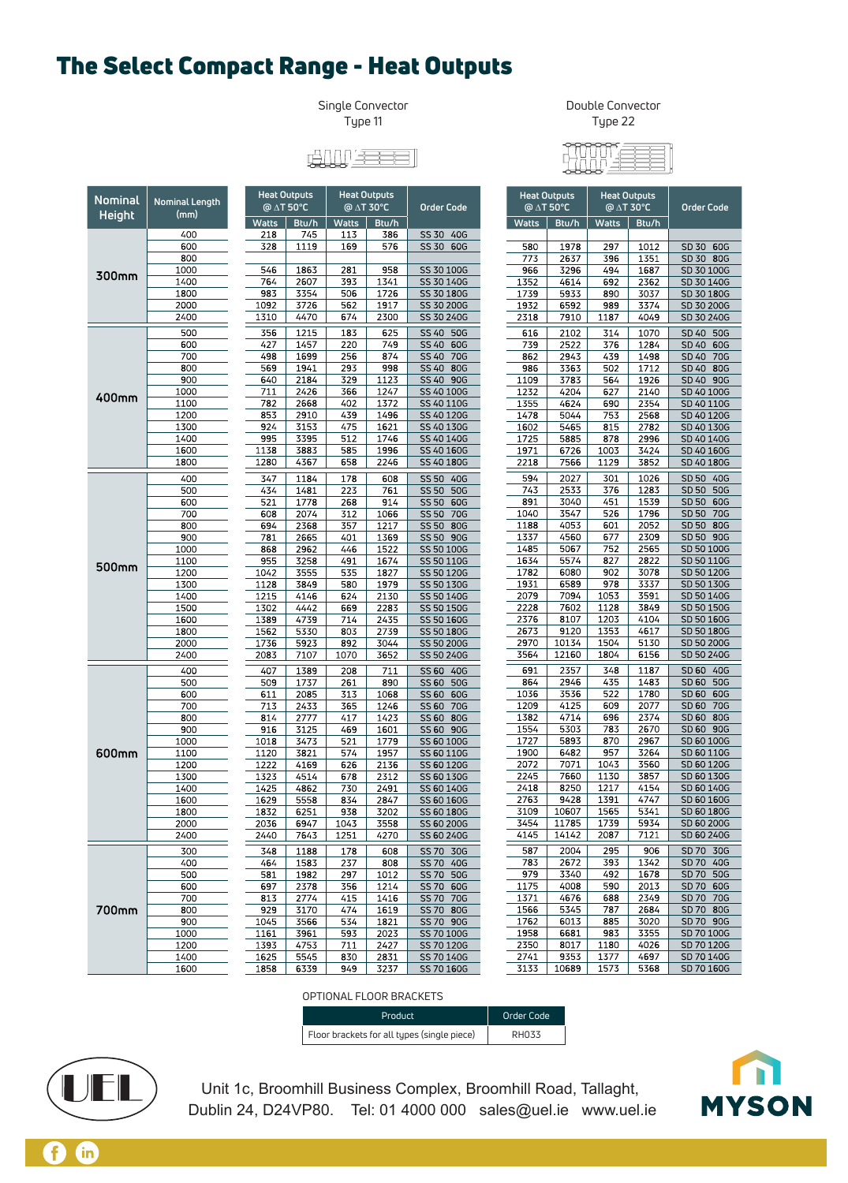# The Select Compact Range - Heat Outputs

| Nominal Height | Nominal Length (mm) | Single Convector Type 11 Heat Outputs @ ΔT 50°C Watts | Btu/h | Heat Outputs @ ΔT 30°C Watts | Btu/h | Order Code | Double Convector Type 22 Heat Outputs @ ΔT 50°C Watts | Btu/h | Heat Outputs @ ΔT 30°C Watts | Btu/h | Order Code |
|---|---|---|---|---|---|---|---|---|---|---|---|
| 300mm | 400 | 218 | 745 | 113 | 386 | SS 30 40G | | | | | |
| | 600 | 328 | 1119 | 169 | 576 | SS 30 60G | 580 | 1978 | 297 | 1012 | SD 30 60G |
| | 800 | | | | | | 773 | 2637 | 396 | 1351 | SD 30 80G |
| | 1000 | 546 | 1863 | 281 | 958 | SS 30 100G | 966 | 3296 | 494 | 1687 | SD 30 100G |
| | 1400 | 764 | 2607 | 393 | 1341 | SS 30 140G | 1352 | 4614 | 692 | 2362 | SD 30 140G |
| | 1800 | 983 | 3354 | 506 | 1726 | SS 30 180G | 1739 | 5933 | 890 | 3037 | SD 30 180G |
| | 2000 | 1092 | 3726 | 562 | 1917 | SS 30 200G | 1932 | 6592 | 989 | 3374 | SD 30 200G |
| | 2400 | 1310 | 4470 | 674 | 2300 | SS 30 240G | 2318 | 7910 | 1187 | 4049 | SD 30 240G |
| 400mm | 500 | 356 | 1215 | 183 | 625 | SS 40 50G | 616 | 2102 | 314 | 1070 | SD 40 50G |
| | 600 | 427 | 1457 | 220 | 749 | SS 40 60G | 739 | 2522 | 376 | 1284 | SD 40 60G |
| | 700 | 498 | 1699 | 256 | 874 | SS 40 70G | 862 | 2943 | 439 | 1498 | SD 40 70G |
| | 800 | 569 | 1941 | 293 | 998 | SS 40 80G | 986 | 3363 | 502 | 1712 | SD 40 80G |
| | 900 | 640 | 2184 | 329 | 1123 | SS 40 90G | 1109 | 3783 | 564 | 1926 | SD 40 90G |
| | 1000 | 711 | 2426 | 366 | 1247 | SS 40 100G | 1232 | 4204 | 627 | 2140 | SD 40 100G |
| | 1100 | 782 | 2668 | 402 | 1372 | SS 40 110G | 1355 | 4624 | 690 | 2354 | SD 40 110G |
| | 1200 | 853 | 2910 | 439 | 1496 | SS 40 120G | 1478 | 5044 | 753 | 2568 | SD 40 120G |
| | 1300 | 924 | 3153 | 475 | 1621 | SS 40 130G | 1602 | 5465 | 815 | 2782 | SD 40 130G |
| | 1400 | 995 | 3395 | 512 | 1746 | SS 40 140G | 1725 | 5885 | 878 | 2996 | SD 40 140G |
| | 1600 | 1138 | 3883 | 585 | 1996 | SS 40 160G | 1971 | 6726 | 1003 | 3424 | SD 40 160G |
| | 1800 | 1280 | 4367 | 658 | 2246 | SS 40 180G | 2218 | 7566 | 1129 | 3852 | SD 40 180G |
| 500mm | 400 | 347 | 1184 | 178 | 608 | SS 50 40G | 594 | 2027 | 301 | 1026 | SD 50 40G |
| | 500 | 434 | 1481 | 223 | 761 | SS 50 50G | 743 | 2533 | 376 | 1283 | SD 50 50G |
| | 600 | 521 | 1778 | 268 | 914 | SS 50 60G | 891 | 3040 | 451 | 1539 | SD 50 60G |
| | 700 | 608 | 2074 | 312 | 1066 | SS 50 70G | 1040 | 3547 | 526 | 1796 | SD 50 70G |
| | 800 | 694 | 2368 | 357 | 1217 | SS 50 80G | 1188 | 4053 | 601 | 2052 | SD 50 80G |
| | 900 | 781 | 2665 | 401 | 1369 | SS 50 90G | 1337 | 4560 | 677 | 2309 | SD 50 90G |
| | 1000 | 868 | 2962 | 446 | 1522 | SS 50 100G | 1485 | 5067 | 752 | 2565 | SD 50 100G |
| | 1100 | 955 | 3258 | 491 | 1674 | SS 50 110G | 1634 | 5574 | 827 | 2822 | SD 50 110G |
| | 1200 | 1042 | 3555 | 535 | 1827 | SS 50 120G | 1782 | 6080 | 902 | 3078 | SD 50 120G |
| | 1300 | 1128 | 3849 | 580 | 1979 | SS 50 130G | 1931 | 6589 | 978 | 3337 | SD 50 130G |
| | 1400 | 1215 | 4146 | 624 | 2130 | SS 50 140G | 2079 | 7094 | 1053 | 3591 | SD 50 140G |
| | 1500 | 1302 | 4442 | 669 | 2283 | SS 50 150G | 2228 | 7602 | 1128 | 3849 | SD 50 150G |
| | 1600 | 1389 | 4739 | 714 | 2435 | SS 50 160G | 2376 | 8107 | 1203 | 4104 | SD 50 160G |
| | 1800 | 1562 | 5330 | 803 | 2739 | SS 50 180G | 2673 | 9120 | 1353 | 4617 | SD 50 180G |
| | 2000 | 1736 | 5923 | 892 | 3044 | SS 50 200G | 2970 | 10134 | 1504 | 5130 | SD 50 200G |
| | 2400 | 2083 | 7107 | 1070 | 3652 | SS 50 240G | 3564 | 12160 | 1804 | 6156 | SD 50 240G |
| 600mm | 400 | 407 | 1389 | 208 | 711 | SS 60 40G | 691 | 2357 | 348 | 1187 | SD 60 40G |
| | 500 | 509 | 1737 | 261 | 890 | SS 60 50G | 864 | 2946 | 435 | 1483 | SD 60 50G |
| | 600 | 611 | 2085 | 313 | 1068 | SS 60 60G | 1036 | 3536 | 522 | 1780 | SD 60 60G |
| | 700 | 713 | 2433 | 365 | 1246 | SS 60 70G | 1209 | 4125 | 609 | 2077 | SD 60 70G |
| | 800 | 814 | 2777 | 417 | 1423 | SS 60 80G | 1382 | 4714 | 696 | 2374 | SD 60 80G |
| | 900 | 916 | 3125 | 469 | 1601 | SS 60 90G | 1554 | 5303 | 783 | 2670 | SD 60 90G |
| | 1000 | 1018 | 3473 | 521 | 1779 | SS 60 100G | 1727 | 5893 | 870 | 2967 | SD 60 100G |
| | 1100 | 1120 | 3821 | 574 | 1957 | SS 60 110G | 1900 | 6482 | 957 | 3264 | SD 60 110G |
| | 1200 | 1222 | 4169 | 626 | 2136 | SS 60 120G | 2072 | 7071 | 1043 | 3560 | SD 60 120G |
| | 1300 | 1323 | 4514 | 678 | 2312 | SS 60 130G | 2245 | 7660 | 1130 | 3857 | SD 60 130G |
| | 1400 | 1425 | 4862 | 730 | 2491 | SS 60 140G | 2418 | 8250 | 1217 | 4154 | SD 60 140G |
| | 1600 | 1629 | 5558 | 834 | 2847 | SS 60 160G | 2763 | 9428 | 1391 | 4747 | SD 60 160G |
| | 1800 | 1832 | 6251 | 938 | 3202 | SS 60 180G | 3109 | 10607 | 1565 | 5341 | SD 60 180G |
| | 2000 | 2036 | 6947 | 1043 | 3558 | SS 60 200G | 3454 | 11785 | 1739 | 5934 | SD 60 200G |
| | 2400 | 2440 | 7643 | 1251 | 4270 | SS 60 240G | 4145 | 14142 | 2087 | 7121 | SD 60 240G |
| 700mm | 300 | 348 | 1188 | 178 | 608 | SS 70 30G | 587 | 2004 | 295 | 906 | SD 70 30G |
| | 400 | 464 | 1583 | 237 | 808 | SS 70 40G | 783 | 2672 | 393 | 1342 | SD 70 40G |
| | 500 | 581 | 1982 | 297 | 1012 | SS 70 50G | 979 | 3340 | 492 | 1678 | SD 70 50G |
| | 600 | 697 | 2378 | 356 | 1214 | SS 70 60G | 1175 | 4008 | 590 | 2013 | SD 70 60G |
| | 700 | 813 | 2774 | 415 | 1416 | SS 70 70G | 1371 | 4676 | 688 | 2349 | SD 70 70G |
| | 800 | 929 | 3170 | 474 | 1619 | SS 70 80G | 1566 | 5345 | 787 | 2684 | SD 70 80G |
| | 900 | 1045 | 3566 | 534 | 1821 | SS 70 90G | 1762 | 6013 | 885 | 3020 | SD 70 90G |
| | 1000 | 1161 | 3961 | 593 | 2023 | SS 70 100G | 1958 | 6681 | 983 | 3355 | SD 70 100G |
| | 1200 | 1393 | 4753 | 711 | 2427 | SS 70 120G | 2350 | 8017 | 1180 | 4026 | SD 70 120G |
| | 1400 | 1625 | 5545 | 830 | 2831 | SS 70 140G | 2741 | 9353 | 1377 | 4697 | SD 70 140G |
| | 1600 | 1858 | 6339 | 949 | 3237 | SS 70 160G | 3133 | 10689 | 1573 | 5368 | SD 70 160G |

OPTIONAL FLOOR BRACKETS

| Product | Order Code |
|---|---|
| Floor brackets for all types (single piece) | RH033 |

UEL

Unit 1c, Broomhill Business Complex, Broomhill Road, Tallaght, Dublin 24, D24VP80. Tel: 01 4000 000 sales@uel.ie www.uel.ie

MYSON